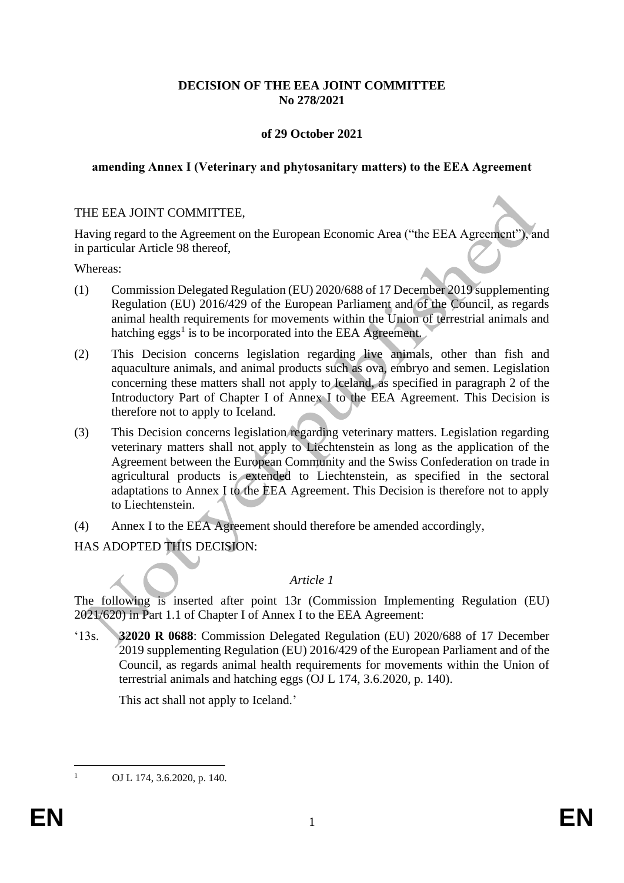**DECISION OF THE EEA JOINT COMMITTEE**
**No 278/2021**

**of 29 October 2021**

**amending Annex I (Veterinary and phytosanitary matters) to the EEA Agreement**

THE EEA JOINT COMMITTEE,

Having regard to the Agreement on the European Economic Area ("the EEA Agreement"), and in particular Article 98 thereof,

Whereas:

(1) Commission Delegated Regulation (EU) 2020/688 of 17 December 2019 supplementing Regulation (EU) 2016/429 of the European Parliament and of the Council, as regards animal health requirements for movements within the Union of terrestrial animals and hatching eggs[1] is to be incorporated into the EEA Agreement.

(2) This Decision concerns legislation regarding live animals, other than fish and aquaculture animals, and animal products such as ova, embryo and semen. Legislation concerning these matters shall not apply to Iceland, as specified in paragraph 2 of the Introductory Part of Chapter I of Annex I to the EEA Agreement. This Decision is therefore not to apply to Iceland.

(3) This Decision concerns legislation regarding veterinary matters. Legislation regarding veterinary matters shall not apply to Liechtenstein as long as the application of the Agreement between the European Community and the Swiss Confederation on trade in agricultural products is extended to Liechtenstein, as specified in the sectoral adaptations to Annex I to the EEA Agreement. This Decision is therefore not to apply to Liechtenstein.

(4) Annex I to the EEA Agreement should therefore be amended accordingly,

HAS ADOPTED THIS DECISION:

*Article 1*

The following is inserted after point 13r (Commission Implementing Regulation (EU) 2021/620) in Part 1.1 of Chapter I of Annex I to the EEA Agreement:

'13s. **32020 R 0688**: Commission Delegated Regulation (EU) 2020/688 of 17 December 2019 supplementing Regulation (EU) 2016/429 of the European Parliament and of the Council, as regards animal health requirements for movements within the Union of terrestrial animals and hatching eggs (OJ L 174, 3.6.2020, p. 140).

This act shall not apply to Iceland.'

---

[1] OJ L 174, 3.6.2020, p. 140.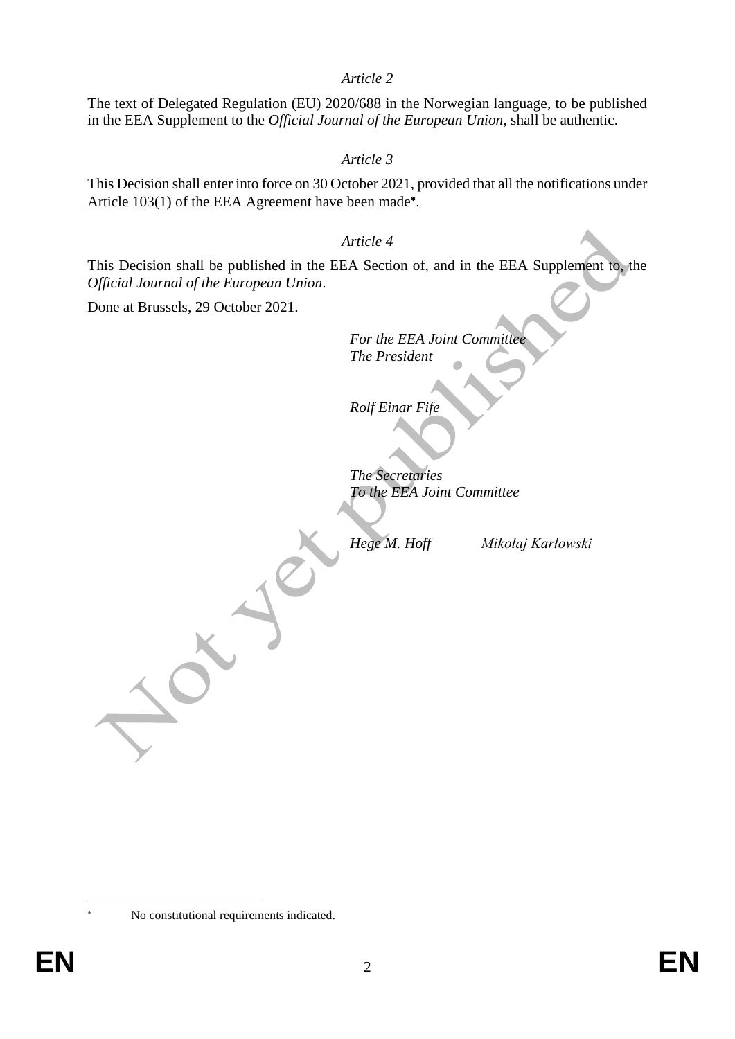*Article 2*

The text of Delegated Regulation (EU) 2020/688 in the Norwegian language, to be published in the EEA Supplement to the *Official Journal of the European Union*, shall be authentic.

*Article 3*

This Decision shall enter into force on 30 October 2021, provided that all the notifications under Article 103(1) of the EEA Agreement have been made[*].

*Article 4*

This Decision shall be published in the EEA Section of, and in the EEA Supplement to, the *Official Journal of the European Union*.

Done at Brussels, 29 October 2021.

*For the EEA Joint Committee*
*The President*

*Rolf Einar Fife*

*The Secretaries*
*To the EEA Joint Committee*

*Hege M. Hoff* *Mikołaj Karłowski*

---

[*] No constitutional requirements indicated.